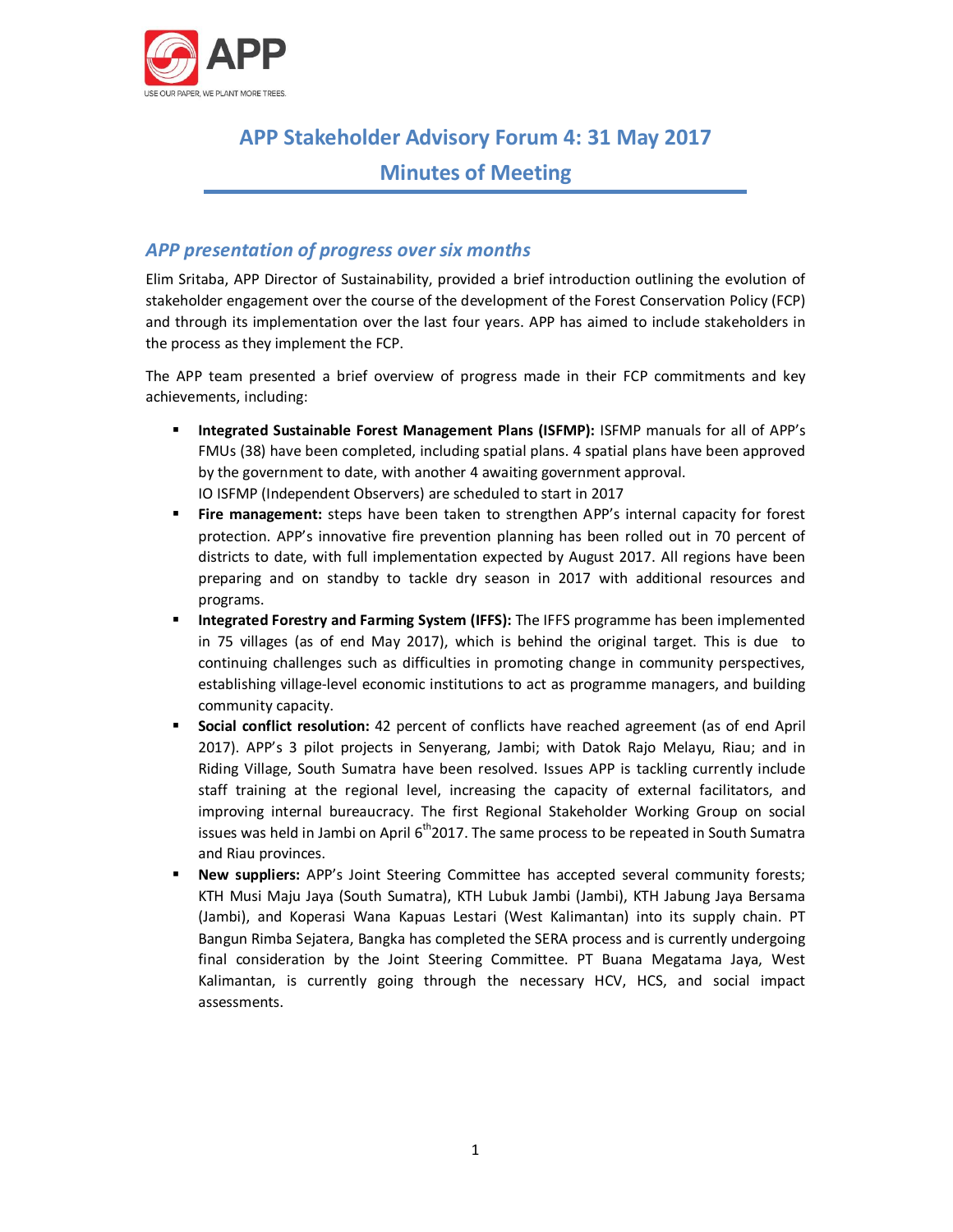# APP Stakeholder Advisory Forum 4: 31 May 2017

# Minutes of Meeting

## *APP presentation of progress over six months*

Elim Sritaba, APP Director of Sustainability, provided a brief introduction outlining the evolution of stakeholder engagement over the course of the development of the Forest Conservation Policy (FCP) and through its implementation over the last four years. APP has aimed to include stakeholders in the process as they implement the FCP.

The APP team presented a brief overview of progress made in their FCP commitments and key achievements, including:

- **Integrated Sustainable Forest Management Plans (ISFMP):** ISFMP manuals for all of APP's FMUs (38) have been completed, including spatial plans. 4 spatial plans have been approved by the government to date, with another 4 awaiting government approval.
  IO ISFMP (Independent Observers) are scheduled to start in 2017
- **Fire management:** steps have been taken to strengthen APP's internal capacity for forest protection. APP's innovative fire prevention planning has been rolled out in 70 percent of districts to date, with full implementation expected by August 2017. All regions have been preparing and on standby to tackle dry season in 2017 with additional resources and programs.
- **Integrated Forestry and Farming System (IFFS):** The IFFS programme has been implemented in 75 villages (as of end May 2017), which is behind the original target. This is due to continuing challenges such as difficulties in promoting change in community perspectives, establishing village-level economic institutions to act as programme managers, and building community capacity.
- **Social conflict resolution:** 42 percent of conflicts have reached agreement (as of end April 2017). APP's 3 pilot projects in Senyerang, Jambi; with Datok Rajo Melayu, Riau; and in Riding Village, South Sumatra have been resolved. Issues APP is tackling currently include staff training at the regional level, increasing the capacity of external facilitators, and improving internal bureaucracy. The first Regional Stakeholder Working Group on social issues was held in Jambi on April 6th 2017. The same process to be repeated in South Sumatra and Riau provinces.
- **New suppliers:** APP's Joint Steering Committee has accepted several community forests; KTH Musi Maju Jaya (South Sumatra), KTH Lubuk Jambi (Jambi), KTH Jabung Jaya Bersama (Jambi), and Koperasi Wana Kapuas Lestari (West Kalimantan) into its supply chain. PT Bangun Rimba Sejatera, Bangka has completed the SERA process and is currently undergoing final consideration by the Joint Steering Committee. PT Buana Megatama Jaya, West Kalimantan, is currently going through the necessary HCV, HCS, and social impact assessments.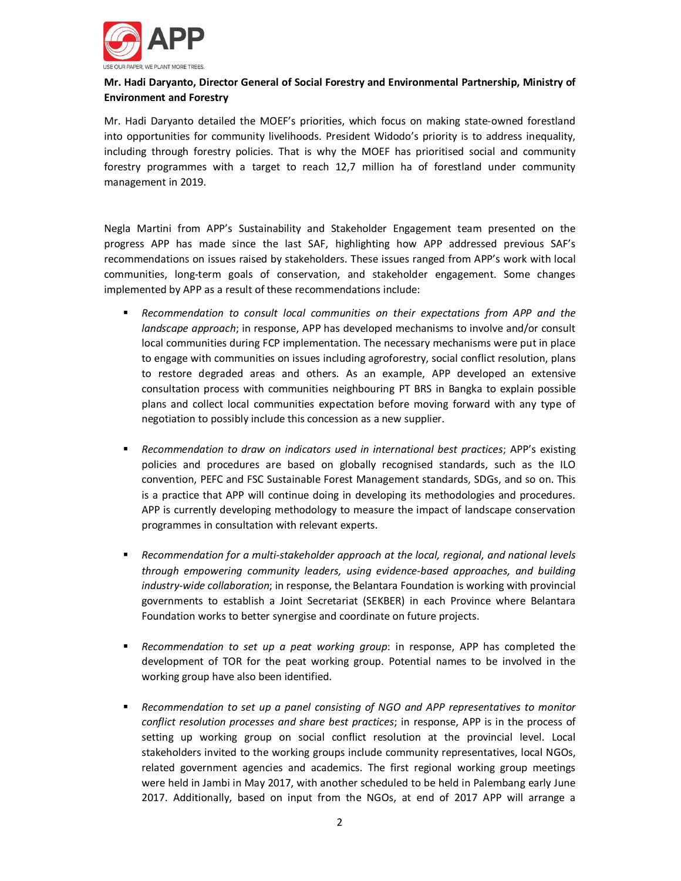**Mr. Hadi Daryanto, Director General of Social Forestry and Environmental Partnership, Ministry of Environment and Forestry**

Mr. Hadi Daryanto detailed the MOEF's priorities, which focus on making state-owned forestland into opportunities for community livelihoods. President Widodo's priority is to address inequality, including through forestry policies. That is why the MOEF has prioritised social and community forestry programmes with a target to reach 12,7 million ha of forestland under community management in 2019.

Negla Martini from APP's Sustainability and Stakeholder Engagement team presented on the progress APP has made since the last SAF, highlighting how APP addressed previous SAF's recommendations on issues raised by stakeholders. These issues ranged from APP's work with local communities, long-term goals of conservation, and stakeholder engagement. Some changes implemented by APP as a result of these recommendations include:

- *Recommendation to consult local communities on their expectations from APP and the landscape approach*; in response, APP has developed mechanisms to involve and/or consult local communities during FCP implementation. The necessary mechanisms were put in place to engage with communities on issues including agroforestry, social conflict resolution, plans to restore degraded areas and others. As an example, APP developed an extensive consultation process with communities neighbouring PT BRS in Bangka to explain possible plans and collect local communities expectation before moving forward with any type of negotiation to possibly include this concession as a new supplier.

- *Recommendation to draw on indicators used in international best practices*; APP's existing policies and procedures are based on globally recognised standards, such as the ILO convention, PEFC and FSC Sustainable Forest Management standards, SDGs, and so on. This is a practice that APP will continue doing in developing its methodologies and procedures. APP is currently developing methodology to measure the impact of landscape conservation programmes in consultation with relevant experts.

- *Recommendation for a multi-stakeholder approach at the local, regional, and national levels through empowering community leaders, using evidence-based approaches, and building industry-wide collaboration*; in response, the Belantara Foundation is working with provincial governments to establish a Joint Secretariat (SEKBER) in each Province where Belantara Foundation works to better synergise and coordinate on future projects.

- *Recommendation to set up a peat working group*: in response, APP has completed the development of TOR for the peat working group. Potential names to be involved in the working group have also been identified.

- *Recommendation to set up a panel consisting of NGO and APP representatives to monitor conflict resolution processes and share best practices*; in response, APP is in the process of setting up working group on social conflict resolution at the provincial level. Local stakeholders invited to the working groups include community representatives, local NGOs, related government agencies and academics. The first regional working group meetings were held in Jambi in May 2017, with another scheduled to be held in Palembang early June 2017. Additionally, based on input from the NGOs, at end of 2017 APP will arrange a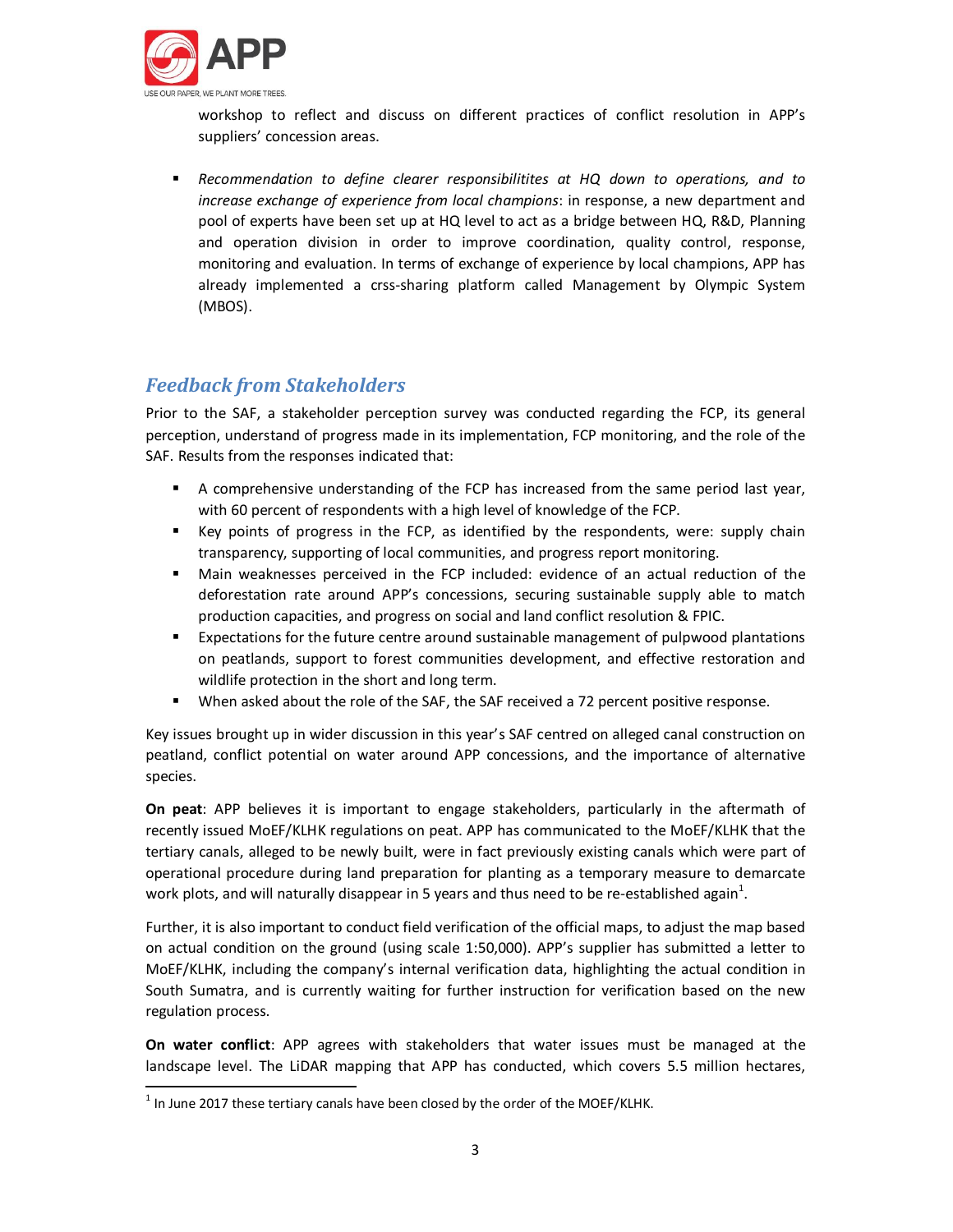workshop to reflect and discuss on different practices of conflict resolution in APP's suppliers' concession areas.

- *Recommendation to define clearer responsibilitites at HQ down to operations, and to increase exchange of experience from local champions*: in response, a new department and pool of experts have been set up at HQ level to act as a bridge between HQ, R&D, Planning and operation division in order to improve coordination, quality control, response, monitoring and evaluation. In terms of exchange of experience by local champions, APP has already implemented a crss-sharing platform called Management by Olympic System (MBOS).

## *Feedback from Stakeholders*

Prior to the SAF, a stakeholder perception survey was conducted regarding the FCP, its general perception, understand of progress made in its implementation, FCP monitoring, and the role of the SAF. Results from the responses indicated that:

- A comprehensive understanding of the FCP has increased from the same period last year, with 60 percent of respondents with a high level of knowledge of the FCP.
- Key points of progress in the FCP, as identified by the respondents, were: supply chain transparency, supporting of local communities, and progress report monitoring.
- Main weaknesses perceived in the FCP included: evidence of an actual reduction of the deforestation rate around APP's concessions, securing sustainable supply able to match production capacities, and progress on social and land conflict resolution & FPIC.
- Expectations for the future centre around sustainable management of pulpwood plantations on peatlands, support to forest communities development, and effective restoration and wildlife protection in the short and long term.
- When asked about the role of the SAF, the SAF received a 72 percent positive response.

Key issues brought up in wider discussion in this year's SAF centred on alleged canal construction on peatland, conflict potential on water around APP concessions, and the importance of alternative species.

**On peat**: APP believes it is important to engage stakeholders, particularly in the aftermath of recently issued MoEF/KLHK regulations on peat. APP has communicated to the MoEF/KLHK that the tertiary canals, alleged to be newly built, were in fact previously existing canals which were part of operational procedure during land preparation for planting as a temporary measure to demarcate work plots, and will naturally disappear in 5 years and thus need to be re-established again[1].

Further, it is also important to conduct field verification of the official maps, to adjust the map based on actual condition on the ground (using scale 1:50,000). APP's supplier has submitted a letter to MoEF/KLHK, including the company's internal verification data, highlighting the actual condition in South Sumatra, and is currently waiting for further instruction for verification based on the new regulation process.

**On water conflict**: APP agrees with stakeholders that water issues must be managed at the landscape level. The LiDAR mapping that APP has conducted, which covers 5.5 million hectares,

[1] In June 2017 these tertiary canals have been closed by the order of the MOEF/KLHK.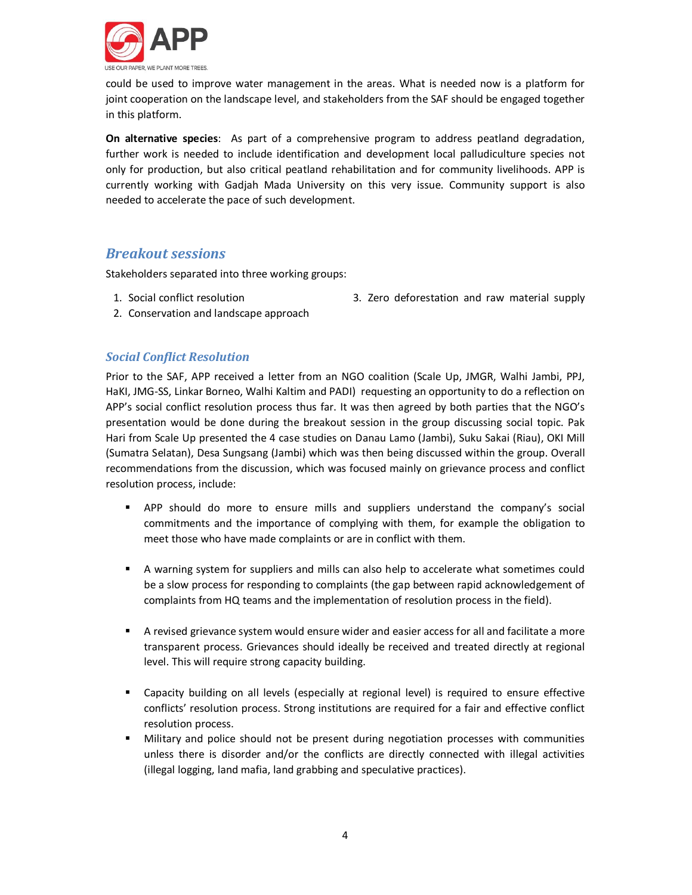could be used to improve water management in the areas. What is needed now is a platform for joint cooperation on the landscape level, and stakeholders from the SAF should be engaged together in this platform.

**On alternative species**: As part of a comprehensive program to address peatland degradation, further work is needed to include identification and development local palludiculture species not only for production, but also critical peatland rehabilitation and for community livelihoods. APP is currently working with Gadjah Mada University on this very issue. Community support is also needed to accelerate the pace of such development.

## *Breakout sessions*

Stakeholders separated into three working groups:

1. Social conflict resolution
2. Conservation and landscape approach
3. Zero deforestation and raw material supply

### *Social Conflict Resolution*

Prior to the SAF, APP received a letter from an NGO coalition (Scale Up, JMGR, Walhi Jambi, PPJ, HaKI, JMG-SS, Linkar Borneo, Walhi Kaltim and PADI) requesting an opportunity to do a reflection on APP's social conflict resolution process thus far. It was then agreed by both parties that the NGO's presentation would be done during the breakout session in the group discussing social topic. Pak Hari from Scale Up presented the 4 case studies on Danau Lamo (Jambi), Suku Sakai (Riau), OKI Mill (Sumatra Selatan), Desa Sungsang (Jambi) which was then being discussed within the group. Overall recommendations from the discussion, which was focused mainly on grievance process and conflict resolution process, include:

- APP should do more to ensure mills and suppliers understand the company's social commitments and the importance of complying with them, for example the obligation to meet those who have made complaints or are in conflict with them.
- A warning system for suppliers and mills can also help to accelerate what sometimes could be a slow process for responding to complaints (the gap between rapid acknowledgement of complaints from HQ teams and the implementation of resolution process in the field).
- A revised grievance system would ensure wider and easier access for all and facilitate a more transparent process. Grievances should ideally be received and treated directly at regional level. This will require strong capacity building.
- Capacity building on all levels (especially at regional level) is required to ensure effective conflicts' resolution process. Strong institutions are required for a fair and effective conflict resolution process.
- Military and police should not be present during negotiation processes with communities unless there is disorder and/or the conflicts are directly connected with illegal activities (illegal logging, land mafia, land grabbing and speculative practices).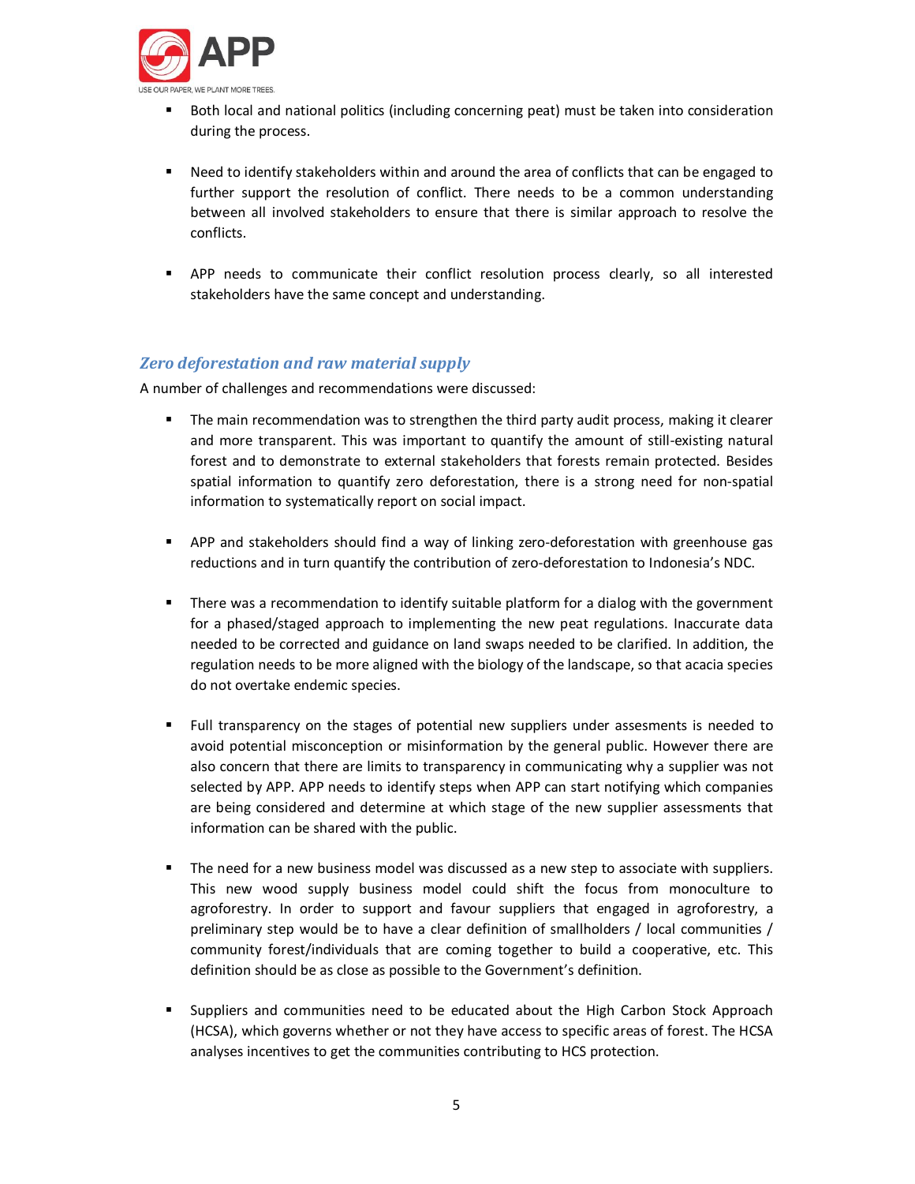- Both local and national politics (including concerning peat) must be taken into consideration during the process.

- Need to identify stakeholders within and around the area of conflicts that can be engaged to further support the resolution of conflict. There needs to be a common understanding between all involved stakeholders to ensure that there is similar approach to resolve the conflicts.

- APP needs to communicate their conflict resolution process clearly, so all interested stakeholders have the same concept and understanding.

### *Zero deforestation and raw material supply*

A number of challenges and recommendations were discussed:

- The main recommendation was to strengthen the third party audit process, making it clearer and more transparent. This was important to quantify the amount of still-existing natural forest and to demonstrate to external stakeholders that forests remain protected. Besides spatial information to quantify zero deforestation, there is a strong need for non-spatial information to systematically report on social impact.

- APP and stakeholders should find a way of linking zero-deforestation with greenhouse gas reductions and in turn quantify the contribution of zero-deforestation to Indonesia's NDC.

- There was a recommendation to identify suitable platform for a dialog with the government for a phased/staged approach to implementing the new peat regulations. Inaccurate data needed to be corrected and guidance on land swaps needed to be clarified. In addition, the regulation needs to be more aligned with the biology of the landscape, so that acacia species do not overtake endemic species.

- Full transparency on the stages of potential new suppliers under assesments is needed to avoid potential misconception or misinformation by the general public. However there are also concern that there are limits to transparency in communicating why a supplier was not selected by APP. APP needs to identify steps when APP can start notifying which companies are being considered and determine at which stage of the new supplier assessments that information can be shared with the public.

- The need for a new business model was discussed as a new step to associate with suppliers. This new wood supply business model could shift the focus from monoculture to agroforestry. In order to support and favour suppliers that engaged in agroforestry, a preliminary step would be to have a clear definition of smallholders / local communities / community forest/individuals that are coming together to build a cooperative, etc. This definition should be as close as possible to the Government's definition.

- Suppliers and communities need to be educated about the High Carbon Stock Approach (HCSA), which governs whether or not they have access to specific areas of forest. The HCSA analyses incentives to get the communities contributing to HCS protection.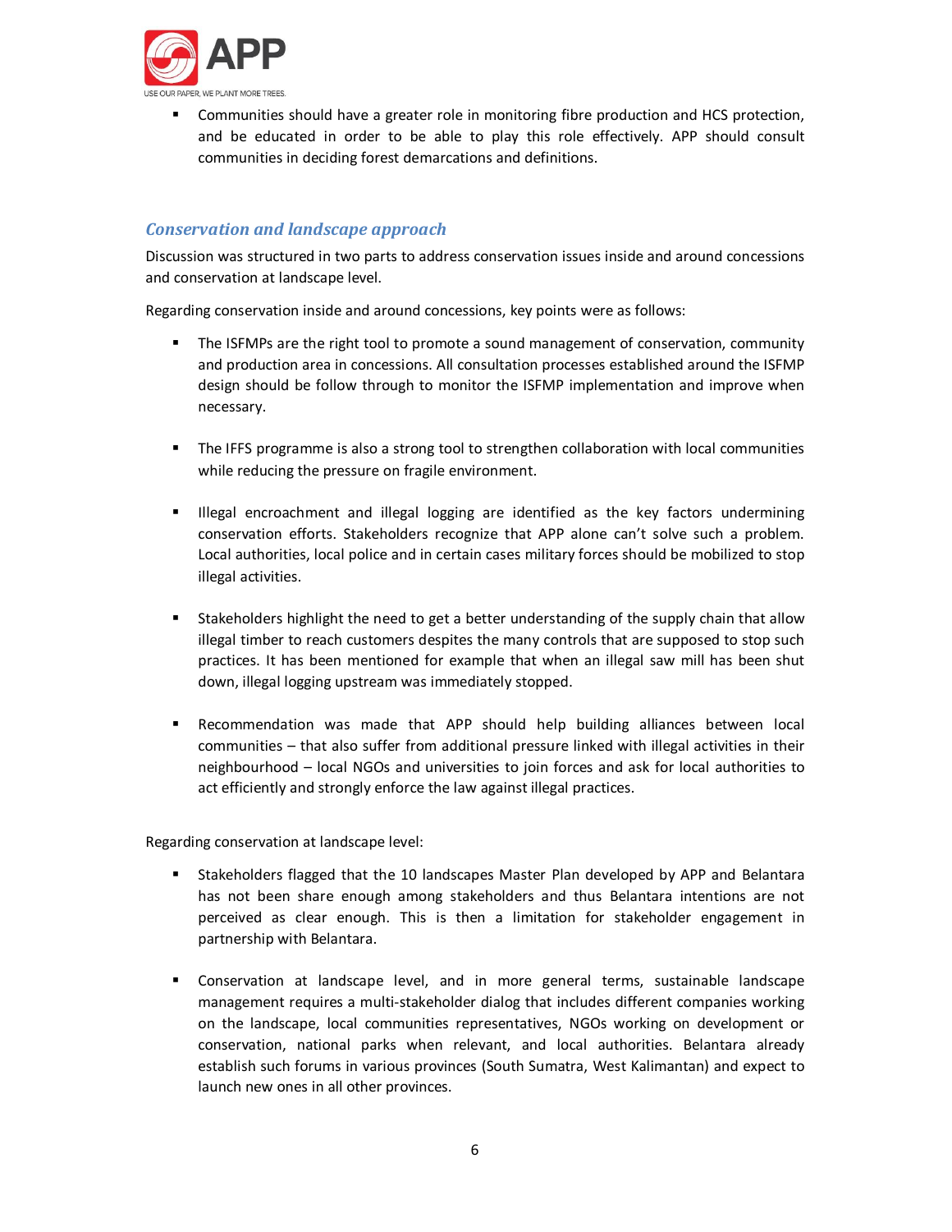- Communities should have a greater role in monitoring fibre production and HCS protection, and be educated in order to be able to play this role effectively. APP should consult communities in deciding forest demarcations and definitions.

### *Conservation and landscape approach*

Discussion was structured in two parts to address conservation issues inside and around concessions and conservation at landscape level.

Regarding conservation inside and around concessions, key points were as follows:

- The ISFMPs are the right tool to promote a sound management of conservation, community and production area in concessions. All consultation processes established around the ISFMP design should be follow through to monitor the ISFMP implementation and improve when necessary.

- The IFFS programme is also a strong tool to strengthen collaboration with local communities while reducing the pressure on fragile environment.

- Illegal encroachment and illegal logging are identified as the key factors undermining conservation efforts. Stakeholders recognize that APP alone can't solve such a problem. Local authorities, local police and in certain cases military forces should be mobilized to stop illegal activities.

- Stakeholders highlight the need to get a better understanding of the supply chain that allow illegal timber to reach customers despites the many controls that are supposed to stop such practices. It has been mentioned for example that when an illegal saw mill has been shut down, illegal logging upstream was immediately stopped.

- Recommendation was made that APP should help building alliances between local communities – that also suffer from additional pressure linked with illegal activities in their neighbourhood – local NGOs and universities to join forces and ask for local authorities to act efficiently and strongly enforce the law against illegal practices.

Regarding conservation at landscape level:

- Stakeholders flagged that the 10 landscapes Master Plan developed by APP and Belantara has not been share enough among stakeholders and thus Belantara intentions are not perceived as clear enough. This is then a limitation for stakeholder engagement in partnership with Belantara.

- Conservation at landscape level, and in more general terms, sustainable landscape management requires a multi-stakeholder dialog that includes different companies working on the landscape, local communities representatives, NGOs working on development or conservation, national parks when relevant, and local authorities. Belantara already establish such forums in various provinces (South Sumatra, West Kalimantan) and expect to launch new ones in all other provinces.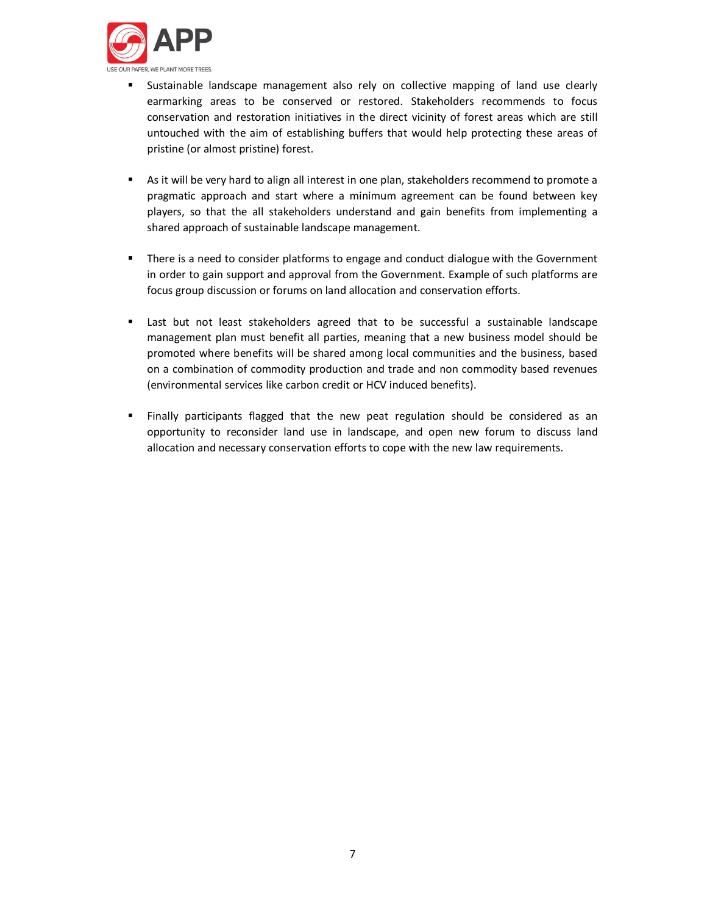- Sustainable landscape management also rely on collective mapping of land use clearly earmarking areas to be conserved or restored. Stakeholders recommends to focus conservation and restoration initiatives in the direct vicinity of forest areas which are still untouched with the aim of establishing buffers that would help protecting these areas of pristine (or almost pristine) forest.

- As it will be very hard to align all interest in one plan, stakeholders recommend to promote a pragmatic approach and start where a minimum agreement can be found between key players, so that the all stakeholders understand and gain benefits from implementing a shared approach of sustainable landscape management.

- There is a need to consider platforms to engage and conduct dialogue with the Government in order to gain support and approval from the Government. Example of such platforms are focus group discussion or forums on land allocation and conservation efforts.

- Last but not least stakeholders agreed that to be successful a sustainable landscape management plan must benefit all parties, meaning that a new business model should be promoted where benefits will be shared among local communities and the business, based on a combination of commodity production and trade and non commodity based revenues (environmental services like carbon credit or HCV induced benefits).

- Finally participants flagged that the new peat regulation should be considered as an opportunity to reconsider land use in landscape, and open new forum to discuss land allocation and necessary conservation efforts to cope with the new law requirements.